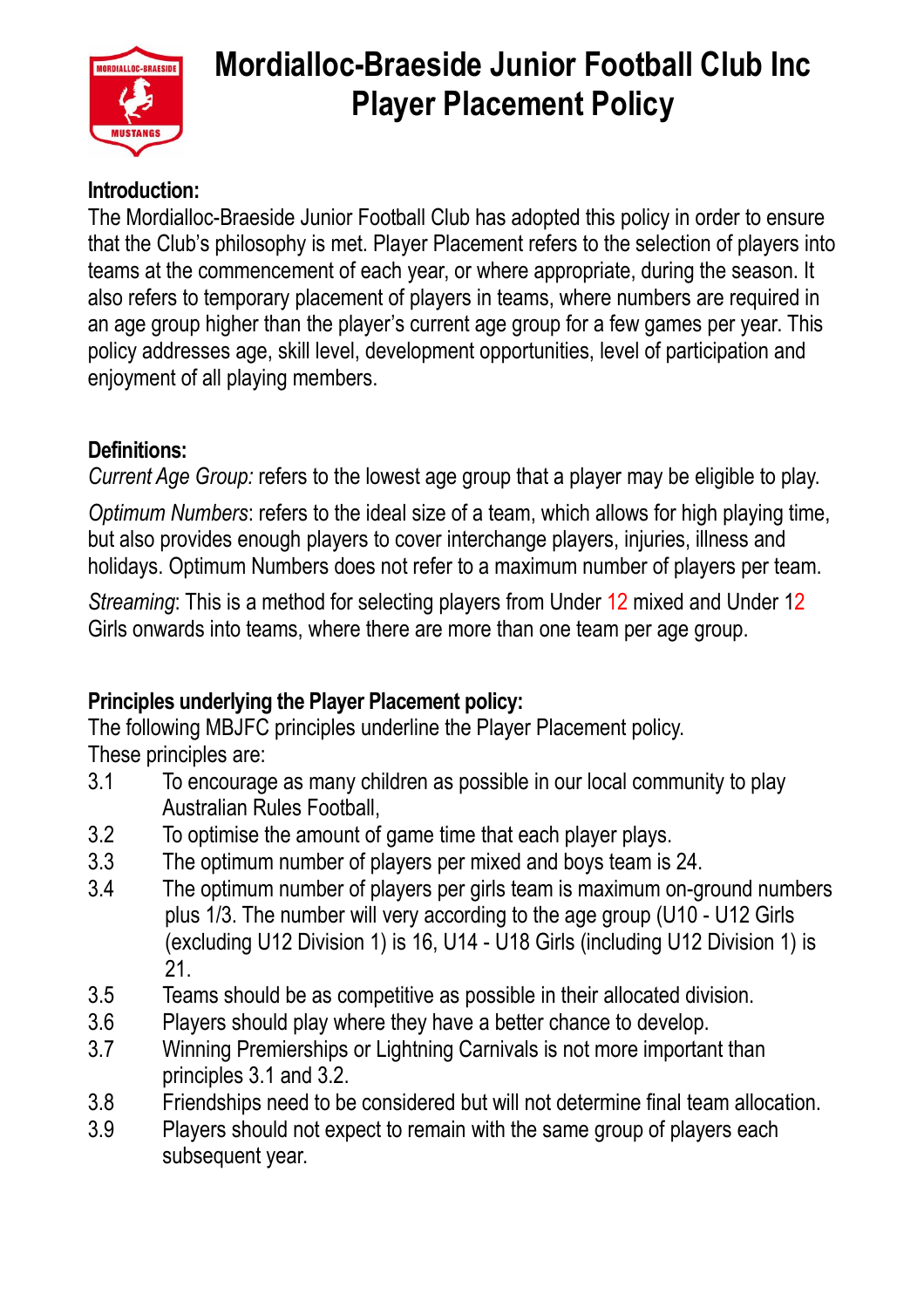# Mordialloc-Braeside Junior Football Club Inc
# Player Placement Policy

**Introduction:**

The Mordialloc-Braeside Junior Football Club has adopted this policy in order to ensure that the Club's philosophy is met. Player Placement refers to the selection of players into teams at the commencement of each year, or where appropriate, during the season. It also refers to temporary placement of players in teams, where numbers are required in an age group higher than the player's current age group for a few games per year. This policy addresses age, skill level, development opportunities, level of participation and enjoyment of all playing members.

**Definitions:**

*Current Age Group:* refers to the lowest age group that a player may be eligible to play.

*Optimum Numbers*: refers to the ideal size of a team, which allows for high playing time, but also provides enough players to cover interchange players, injuries, illness and holidays. Optimum Numbers does not refer to a maximum number of players per team.

*Streaming*: This is a method for selecting players from Under 12 mixed and Under 12 Girls onwards into teams, where there are more than one team per age group.

**Principles underlying the Player Placement policy:**

The following MBJFC principles underline the Player Placement policy.
These principles are:

3.1 To encourage as many children as possible in our local community to play Australian Rules Football,

3.2 To optimise the amount of game time that each player plays.

3.3 The optimum number of players per mixed and boys team is 24.

3.4 The optimum number of players per girls team is maximum on-ground numbers plus 1/3. The number will very according to the age group (U10 - U12 Girls (excluding U12 Division 1) is 16, U14 - U18 Girls (including U12 Division 1) is 21.

3.5 Teams should be as competitive as possible in their allocated division.

3.6 Players should play where they have a better chance to develop.

3.7 Winning Premierships or Lightning Carnivals is not more important than principles 3.1 and 3.2.

3.8 Friendships need to be considered but will not determine final team allocation.

3.9 Players should not expect to remain with the same group of players each subsequent year.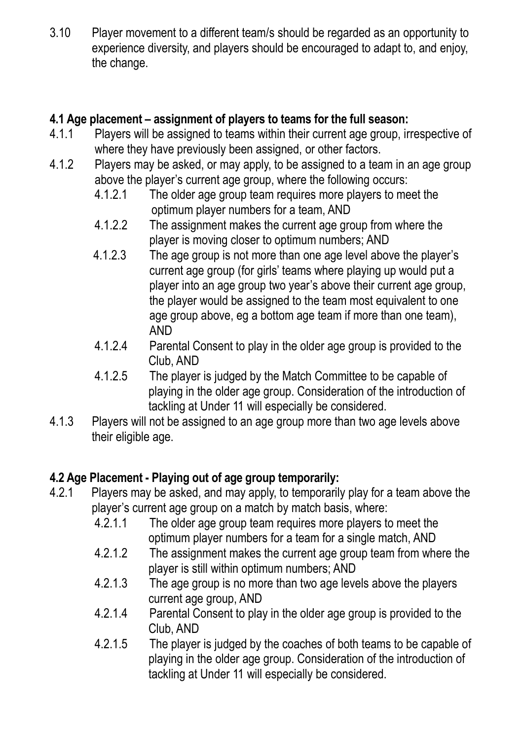3.10 Player movement to a different team/s should be regarded as an opportunity to experience diversity, and players should be encouraged to adapt to, and enjoy, the change.

**4.1 Age placement – assignment of players to teams for the full season:**

4.1.1 Players will be assigned to teams within their current age group, irrespective of where they have previously been assigned, or other factors.

4.1.2 Players may be asked, or may apply, to be assigned to a team in an age group above the player's current age group, where the following occurs:

- 4.1.2.1 The older age group team requires more players to meet the optimum player numbers for a team, AND
- 4.1.2.2 The assignment makes the current age group from where the player is moving closer to optimum numbers; AND
- 4.1.2.3 The age group is not more than one age level above the player's current age group (for girls' teams where playing up would put a player into an age group two year's above their current age group, the player would be assigned to the team most equivalent to one age group above, eg a bottom age team if more than one team), AND
- 4.1.2.4 Parental Consent to play in the older age group is provided to the Club, AND
- 4.1.2.5 The player is judged by the Match Committee to be capable of playing in the older age group. Consideration of the introduction of tackling at Under 11 will especially be considered.

4.1.3 Players will not be assigned to an age group more than two age levels above their eligible age.

**4.2 Age Placement - Playing out of age group temporarily:**

4.2.1 Players may be asked, and may apply, to temporarily play for a team above the player's current age group on a match by match basis, where:

- 4.2.1.1 The older age group team requires more players to meet the optimum player numbers for a team for a single match, AND
- 4.2.1.2 The assignment makes the current age group team from where the player is still within optimum numbers; AND
- 4.2.1.3 The age group is no more than two age levels above the players current age group, AND
- 4.2.1.4 Parental Consent to play in the older age group is provided to the Club, AND
- 4.2.1.5 The player is judged by the coaches of both teams to be capable of playing in the older age group. Consideration of the introduction of tackling at Under 11 will especially be considered.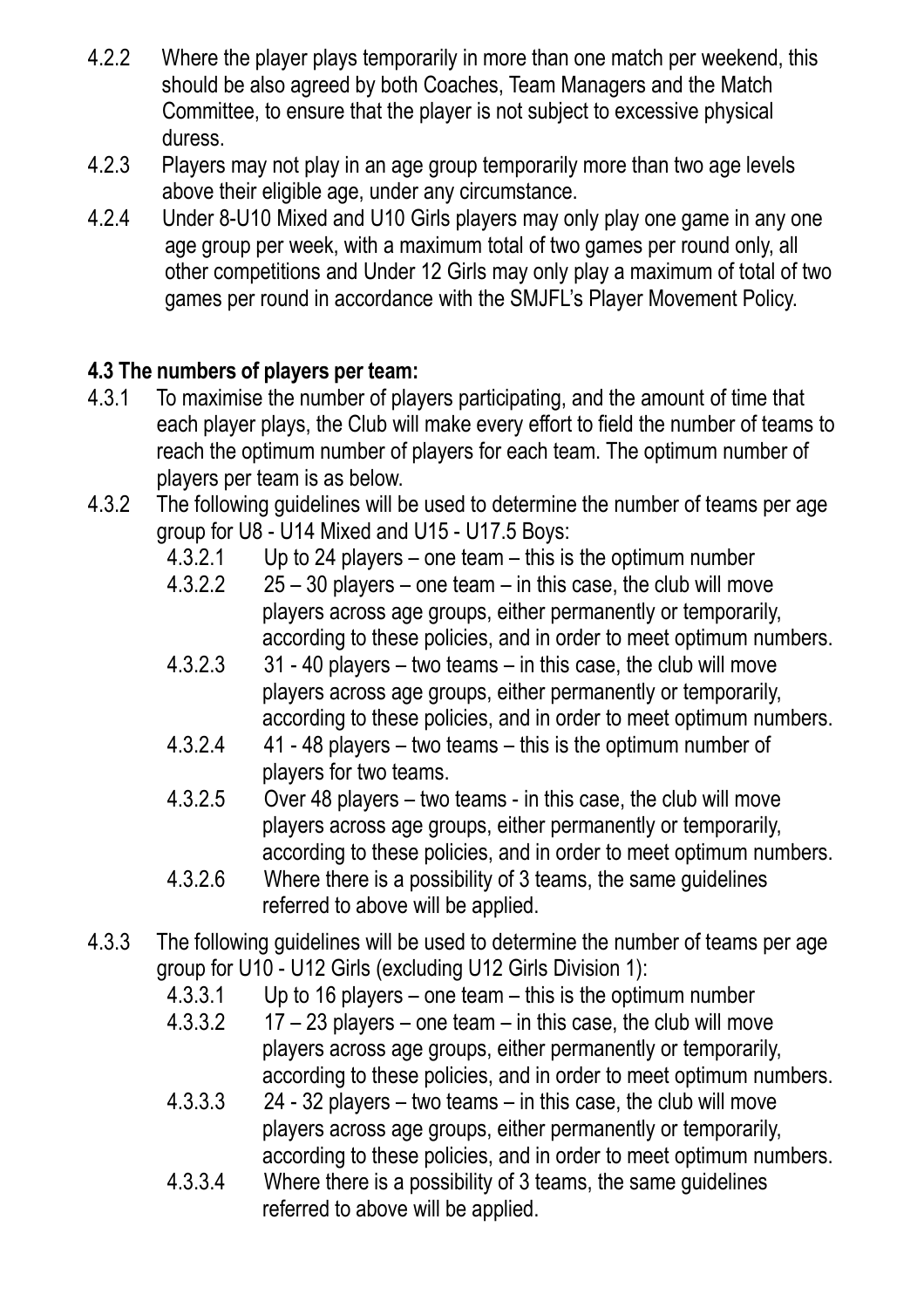4.2.2 Where the player plays temporarily in more than one match per weekend, this should be also agreed by both Coaches, Team Managers and the Match Committee, to ensure that the player is not subject to excessive physical duress.

4.2.3 Players may not play in an age group temporarily more than two age levels above their eligible age, under any circumstance.

4.2.4 Under 8-U10 Mixed and U10 Girls players may only play one game in any one age group per week, with a maximum total of two games per round only, all other competitions and Under 12 Girls may only play a maximum of total of two games per round in accordance with the SMJFL's Player Movement Policy.

**4.3 The numbers of players per team:**

4.3.1 To maximise the number of players participating, and the amount of time that each player plays, the Club will make every effort to field the number of teams to reach the optimum number of players for each team. The optimum number of players per team is as below.

4.3.2 The following guidelines will be used to determine the number of teams per age group for U8 - U14 Mixed and U15 - U17.5 Boys:

- 4.3.2.1 Up to 24 players – one team – this is the optimum number
- 4.3.2.2 25 – 30 players – one team – in this case, the club will move players across age groups, either permanently or temporarily, according to these policies, and in order to meet optimum numbers.
- 4.3.2.3 31 - 40 players – two teams – in this case, the club will move players across age groups, either permanently or temporarily, according to these policies, and in order to meet optimum numbers.
- 4.3.2.4 41 - 48 players – two teams – this is the optimum number of players for two teams.
- 4.3.2.5 Over 48 players – two teams - in this case, the club will move players across age groups, either permanently or temporarily, according to these policies, and in order to meet optimum numbers.
- 4.3.2.6 Where there is a possibility of 3 teams, the same guidelines referred to above will be applied.

4.3.3 The following guidelines will be used to determine the number of teams per age group for U10 - U12 Girls (excluding U12 Girls Division 1):

- 4.3.3.1 Up to 16 players – one team – this is the optimum number
- 4.3.3.2 17 – 23 players – one team – in this case, the club will move players across age groups, either permanently or temporarily, according to these policies, and in order to meet optimum numbers.
- 4.3.3.3 24 - 32 players – two teams – in this case, the club will move players across age groups, either permanently or temporarily, according to these policies, and in order to meet optimum numbers.
- 4.3.3.4 Where there is a possibility of 3 teams, the same guidelines referred to above will be applied.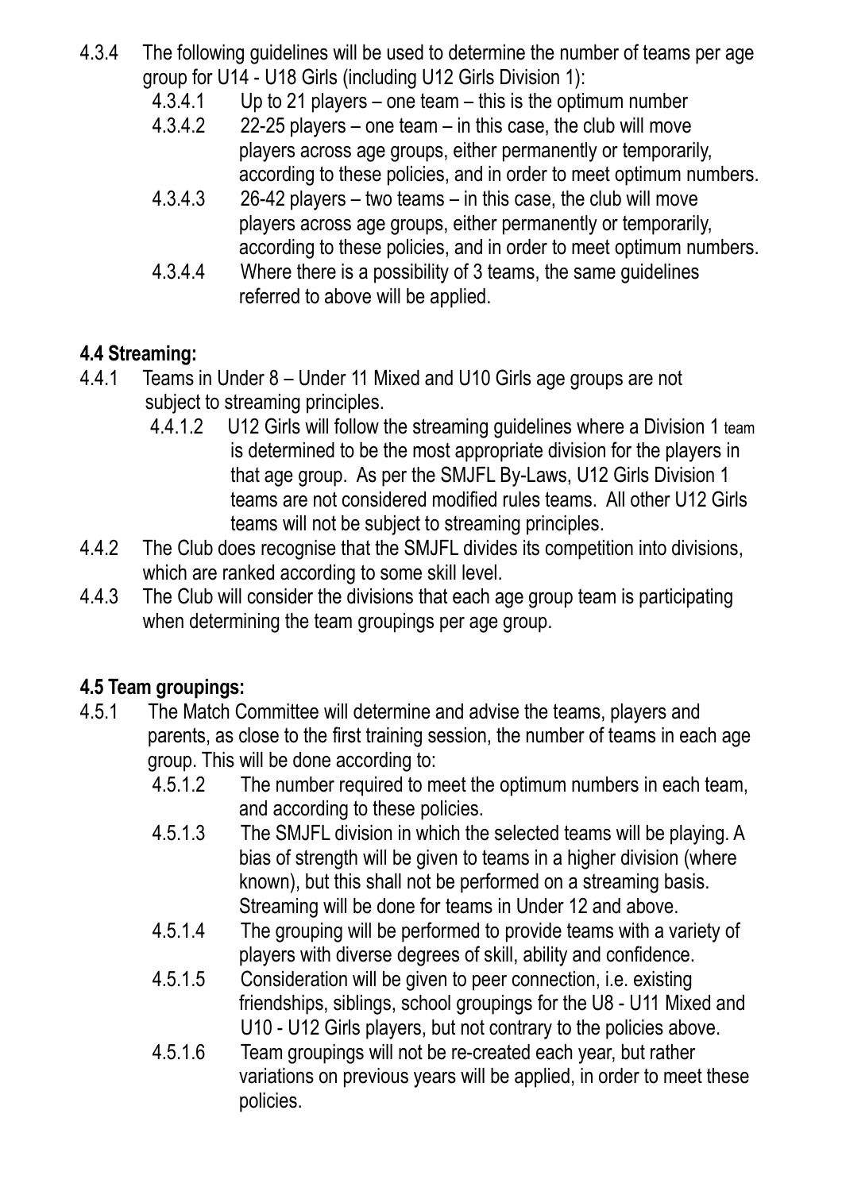4.3.4 The following guidelines will be used to determine the number of teams per age group for U14 - U18 Girls (including U12 Girls Division 1):

- 4.3.4.1 Up to 21 players – one team – this is the optimum number
- 4.3.4.2 22-25 players – one team – in this case, the club will move players across age groups, either permanently or temporarily, according to these policies, and in order to meet optimum numbers.
- 4.3.4.3 26-42 players – two teams – in this case, the club will move players across age groups, either permanently or temporarily, according to these policies, and in order to meet optimum numbers.
- 4.3.4.4 Where there is a possibility of 3 teams, the same guidelines referred to above will be applied.

**4.4 Streaming:**

4.4.1 Teams in Under 8 – Under 11 Mixed and U10 Girls age groups are not subject to streaming principles.

- 4.4.1.2 U12 Girls will follow the streaming guidelines where a Division 1 team is determined to be the most appropriate division for the players in that age group. As per the SMJFL By-Laws, U12 Girls Division 1 teams are not considered modified rules teams. All other U12 Girls teams will not be subject to streaming principles.

4.4.2 The Club does recognise that the SMJFL divides its competition into divisions, which are ranked according to some skill level.

4.4.3 The Club will consider the divisions that each age group team is participating when determining the team groupings per age group.

**4.5 Team groupings:**

4.5.1 The Match Committee will determine and advise the teams, players and parents, as close to the first training session, the number of teams in each age group. This will be done according to:

- 4.5.1.2 The number required to meet the optimum numbers in each team, and according to these policies.
- 4.5.1.3 The SMJFL division in which the selected teams will be playing. A bias of strength will be given to teams in a higher division (where known), but this shall not be performed on a streaming basis. Streaming will be done for teams in Under 12 and above.
- 4.5.1.4 The grouping will be performed to provide teams with a variety of players with diverse degrees of skill, ability and confidence.
- 4.5.1.5 Consideration will be given to peer connection, i.e. existing friendships, siblings, school groupings for the U8 - U11 Mixed and U10 - U12 Girls players, but not contrary to the policies above.
- 4.5.1.6 Team groupings will not be re-created each year, but rather variations on previous years will be applied, in order to meet these policies.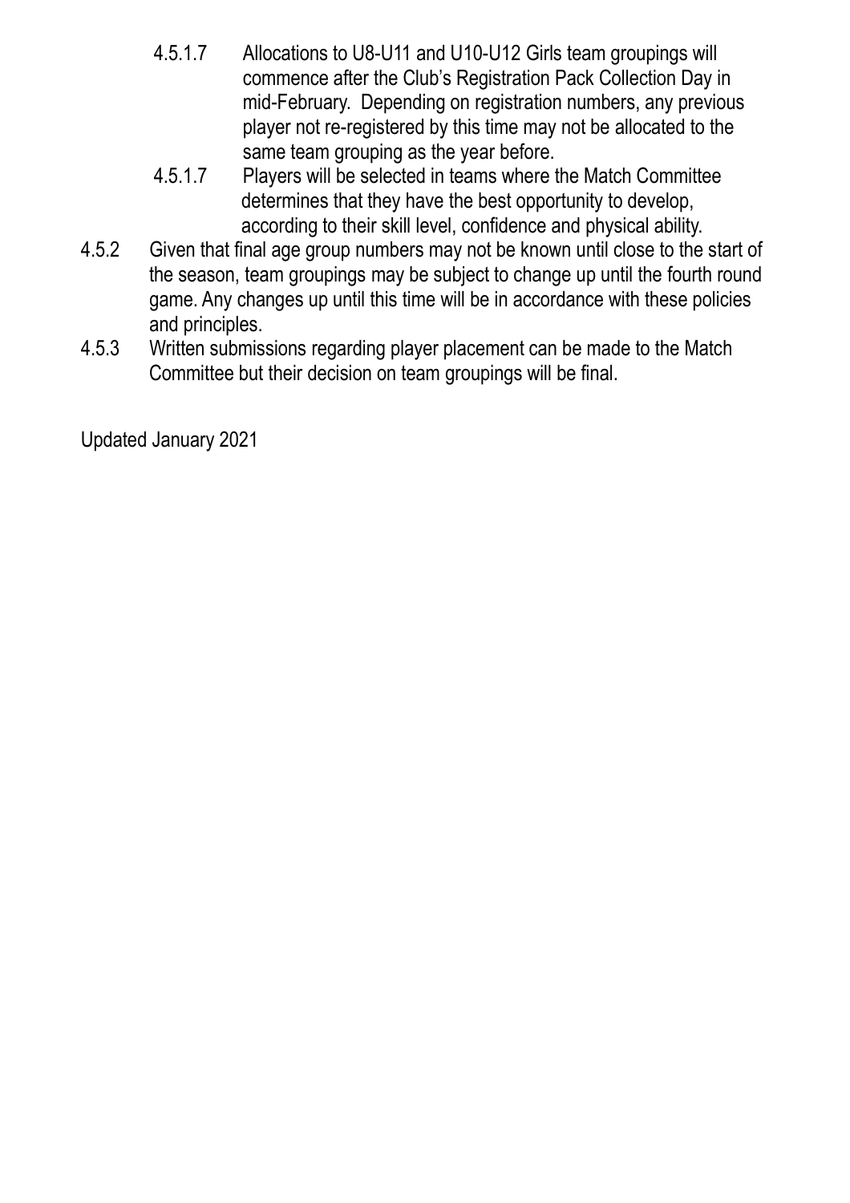4.5.1.7 Allocations to U8-U11 and U10-U12 Girls team groupings will commence after the Club's Registration Pack Collection Day in mid-February. Depending on registration numbers, any previous player not re-registered by this time may not be allocated to the same team grouping as the year before.

4.5.1.7 Players will be selected in teams where the Match Committee determines that they have the best opportunity to develop, according to their skill level, confidence and physical ability.

4.5.2 Given that final age group numbers may not be known until close to the start of the season, team groupings may be subject to change up until the fourth round game. Any changes up until this time will be in accordance with these policies and principles.

4.5.3 Written submissions regarding player placement can be made to the Match Committee but their decision on team groupings will be final.

Updated January 2021